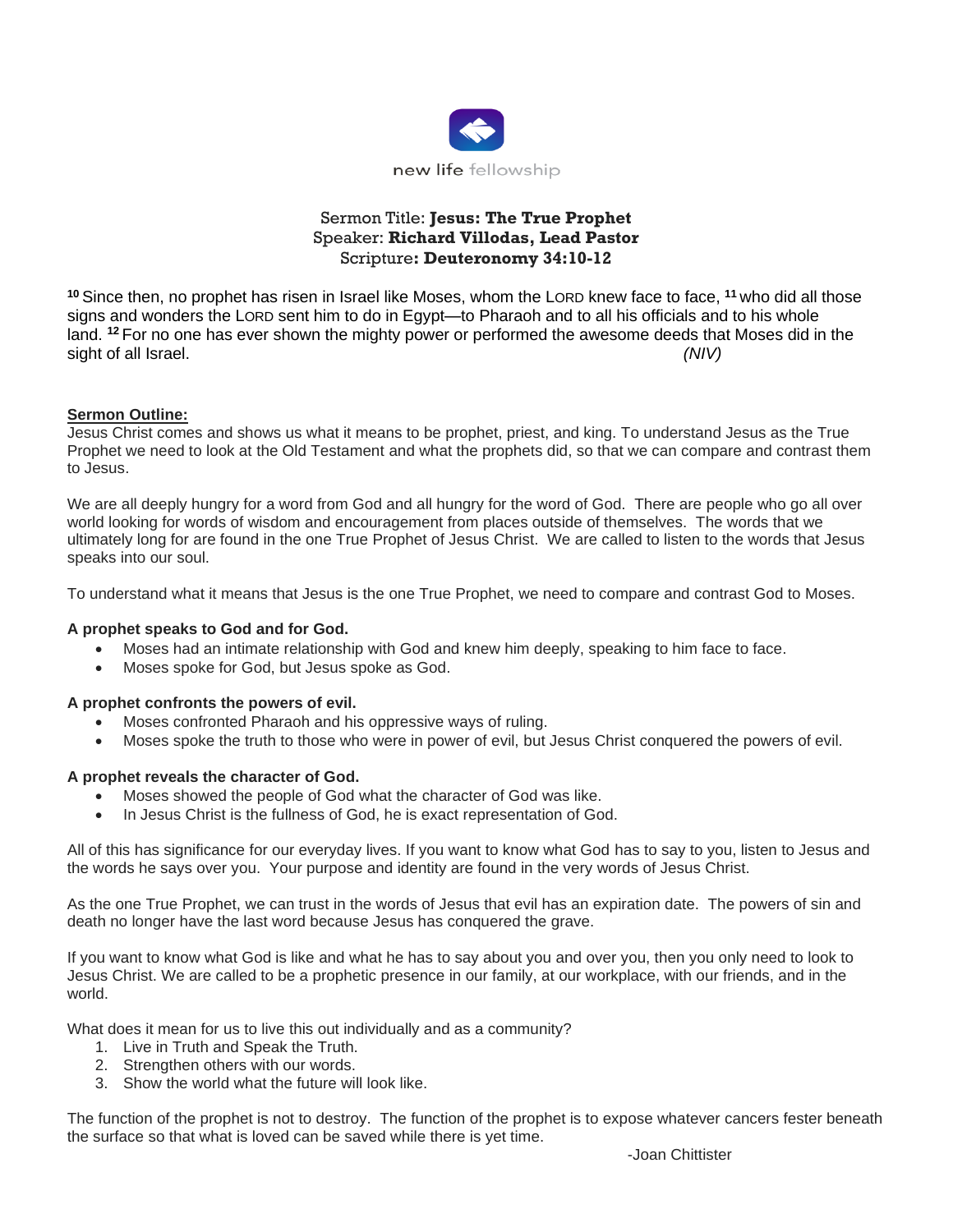new life fellowship

Sermon Title: **Jesus: The True Prophet**
Speaker: **Richard Villodas, Lead Pastor**
Scripture**: Deuteronomy 34:10-12**

[10] Since then, no prophet has risen in Israel like Moses, whom the LORD knew face to face, [11] who did all those signs and wonders the LORD sent him to do in Egypt—to Pharaoh and to all his officials and to his whole land. [12] For no one has ever shown the mighty power or performed the awesome deeds that Moses did in the sight of all Israel. *(NIV)*

**Sermon Outline:**

Jesus Christ comes and shows us what it means to be prophet, priest, and king. To understand Jesus as the True Prophet we need to look at the Old Testament and what the prophets did, so that we can compare and contrast them to Jesus.

We are all deeply hungry for a word from God and all hungry for the word of God. There are people who go all over world looking for words of wisdom and encouragement from places outside of themselves. The words that we ultimately long for are found in the one True Prophet of Jesus Christ. We are called to listen to the words that Jesus speaks into our soul.

To understand what it means that Jesus is the one True Prophet, we need to compare and contrast God to Moses.

**A prophet speaks to God and for God.**

- Moses had an intimate relationship with God and knew him deeply, speaking to him face to face.
- Moses spoke for God, but Jesus spoke as God.

**A prophet confronts the powers of evil.**

- Moses confronted Pharaoh and his oppressive ways of ruling.
- Moses spoke the truth to those who were in power of evil, but Jesus Christ conquered the powers of evil.

**A prophet reveals the character of God.**

- Moses showed the people of God what the character of God was like.
- In Jesus Christ is the fullness of God, he is exact representation of God.

All of this has significance for our everyday lives. If you want to know what God has to say to you, listen to Jesus and the words he says over you. Your purpose and identity are found in the very words of Jesus Christ.

As the one True Prophet, we can trust in the words of Jesus that evil has an expiration date. The powers of sin and death no longer have the last word because Jesus has conquered the grave.

If you want to know what God is like and what he has to say about you and over you, then you only need to look to Jesus Christ. We are called to be a prophetic presence in our family, at our workplace, with our friends, and in the world.

What does it mean for us to live this out individually and as a community?

1. Live in Truth and Speak the Truth.
2. Strengthen others with our words.
3. Show the world what the future will look like.

The function of the prophet is not to destroy. The function of the prophet is to expose whatever cancers fester beneath the surface so that what is loved can be saved while there is yet time.

-Joan Chittister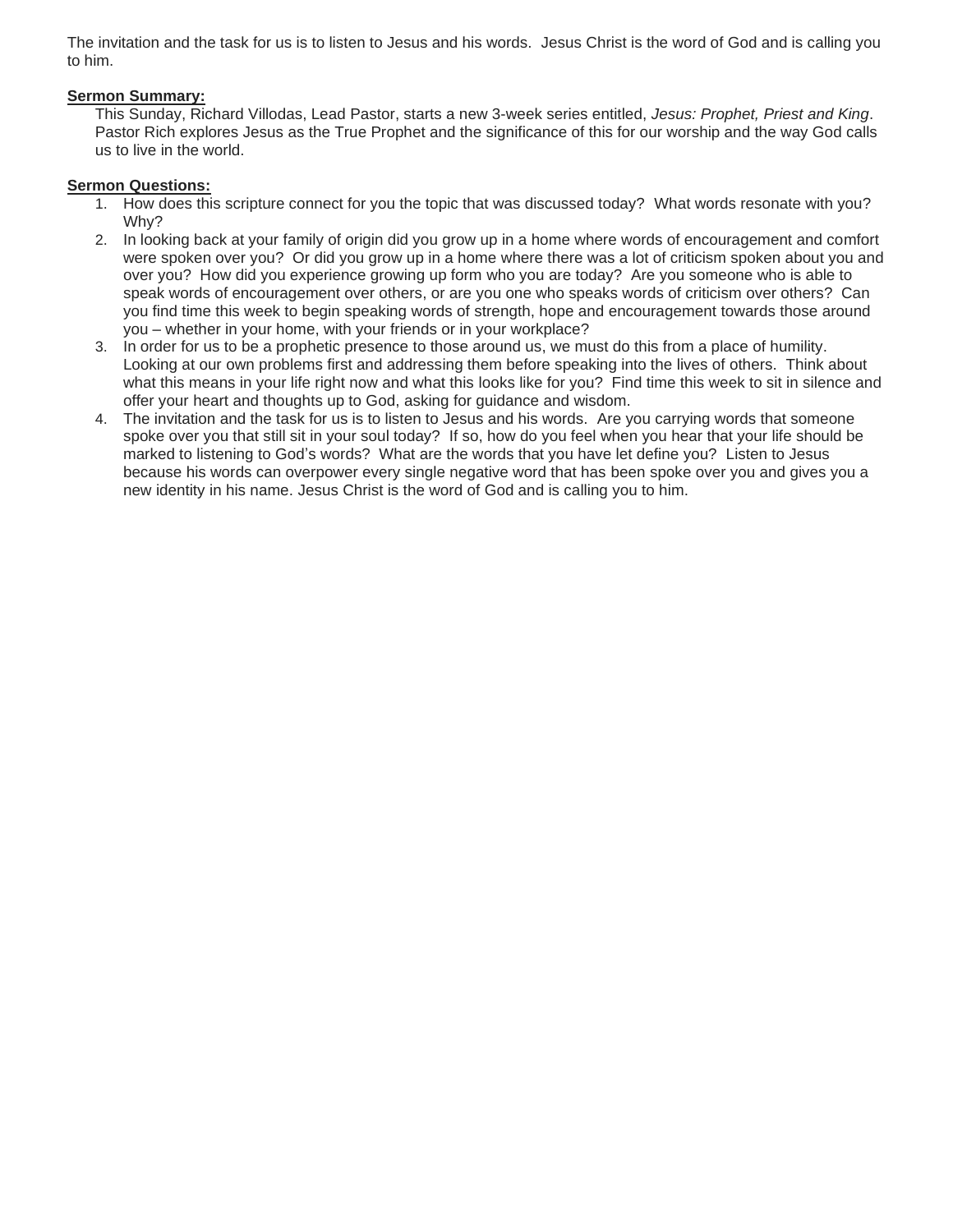The invitation and the task for us is to listen to Jesus and his words. Jesus Christ is the word of God and is calling you to him.

**Sermon Summary:**

This Sunday, Richard Villodas, Lead Pastor, starts a new 3-week series entitled, *Jesus: Prophet, Priest and King*. Pastor Rich explores Jesus as the True Prophet and the significance of this for our worship and the way God calls us to live in the world.

**Sermon Questions:**

1. How does this scripture connect for you the topic that was discussed today? What words resonate with you? Why?
2. In looking back at your family of origin did you grow up in a home where words of encouragement and comfort were spoken over you? Or did you grow up in a home where there was a lot of criticism spoken about you and over you? How did you experience growing up form who you are today? Are you someone who is able to speak words of encouragement over others, or are you one who speaks words of criticism over others? Can you find time this week to begin speaking words of strength, hope and encouragement towards those around you – whether in your home, with your friends or in your workplace?
3. In order for us to be a prophetic presence to those around us, we must do this from a place of humility. Looking at our own problems first and addressing them before speaking into the lives of others. Think about what this means in your life right now and what this looks like for you? Find time this week to sit in silence and offer your heart and thoughts up to God, asking for guidance and wisdom.
4. The invitation and the task for us is to listen to Jesus and his words. Are you carrying words that someone spoke over you that still sit in your soul today? If so, how do you feel when you hear that your life should be marked to listening to God's words? What are the words that you have let define you? Listen to Jesus because his words can overpower every single negative word that has been spoke over you and gives you a new identity in his name. Jesus Christ is the word of God and is calling you to him.